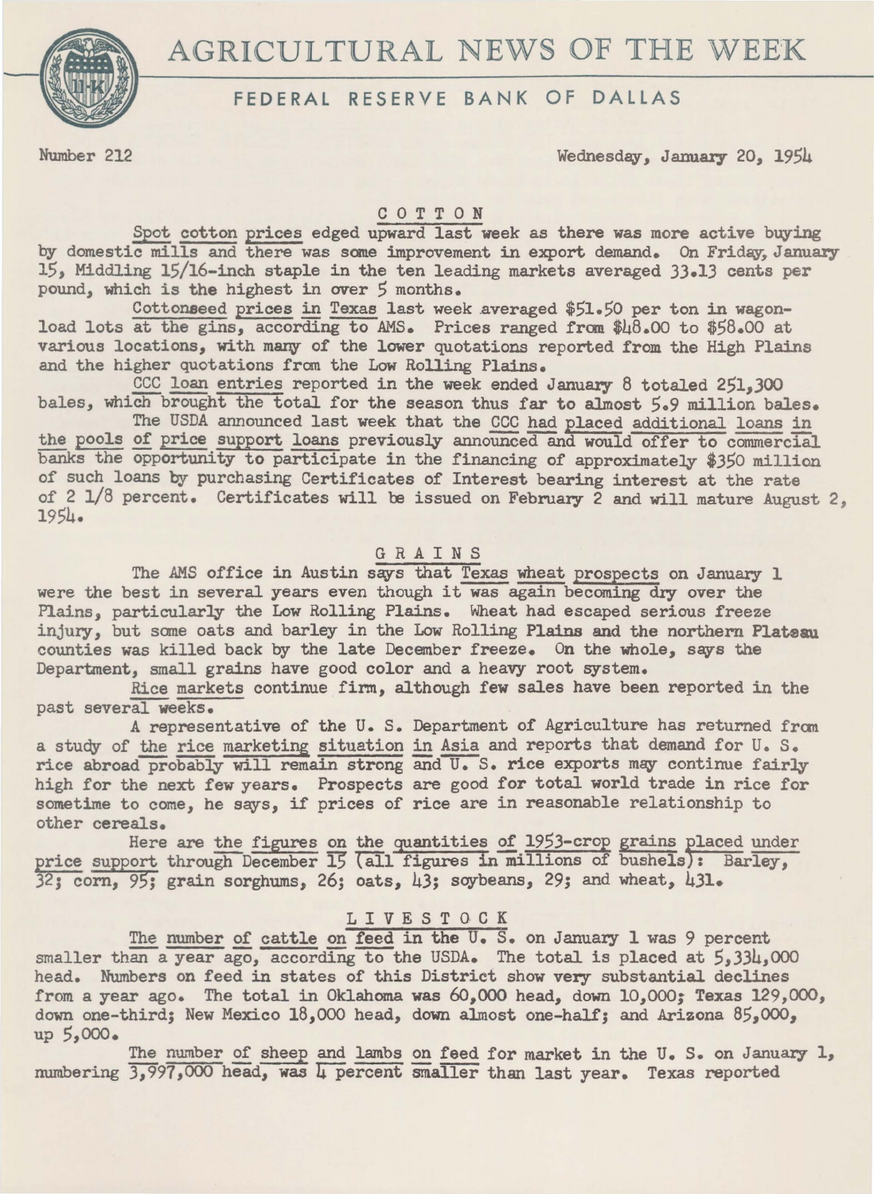# AGRICULTURAL NEWS OF THE WEEK

## FEDERAL RESERVE BANK OF DALLAS

Number 212 Wednesday, January 20, 1954

### COTTON

Spot cotton prices edged upward last week as there was more active buying by domestic mills and there was some improvement in export demand. On Friday, January 15, Middling 15/16-inch staple in the ten leading markets averaged 33.13 cents per pound, which is the highest in over 5 months.

Cottonseed prices in Texas last week averaged $51.50 per ton in wagon-load lots at the gins, according to AMS. Prices ranged from $48.00 to $58.00 at various locations, with many of the lower quotations reported from the High Plains and the higher quotations from the Low Rolling Plains.

CCC loan entries reported in the week ended January 8 totaled 251,300 bales, which brought the total for the season thus far to almost 5.9 million bales.

The USDA announced last week that the CCC had placed additional loans in the pools of price support loans previously announced and would offer to commercial banks the opportunity to participate in the financing of approximately $350 million of such loans by purchasing Certificates of Interest bearing interest at the rate of 2 1/8 percent. Certificates will be issued on February 2 and will mature August 2, 1954.

### GRAINS

The AMS office in Austin says that Texas wheat prospects on January 1 were the best in several years even though it was again becoming dry over the Plains, particularly the Low Rolling Plains. Wheat had escaped serious freeze injury, but some oats and barley in the Low Rolling Plains and the northern Plateau counties was killed back by the late December freeze. On the whole, says the Department, small grains have good color and a heavy root system.

Rice markets continue firm, although few sales have been reported in the past several weeks.

A representative of the U. S. Department of Agriculture has returned from a study of the rice marketing situation in Asia and reports that demand for U. S. rice abroad probably will remain strong and U. S. rice exports may continue fairly high for the next few years. Prospects are good for total world trade in rice for sometime to come, he says, if prices of rice are in reasonable relationship to other cereals.

Here are the figures on the quantities of 1953-crop grains placed under price support through December 15 (all figures in millions of bushels): Barley, 32; corn, 95; grain sorghums, 26; oats, 43; soybeans, 29; and wheat, 431.

### LIVESTOCK

The number of cattle on feed in the U. S. on January 1 was 9 percent smaller than a year ago, according to the USDA. The total is placed at 5,334,000 head. Numbers on feed in states of this District show very substantial declines from a year ago. The total in Oklahoma was 60,000 head, down 10,000; Texas 129,000, down one-third; New Mexico 18,000 head, down almost one-half; and Arizona 85,000, up 5,000.

The number of sheep and lambs on feed for market in the U. S. on January 1, numbering 3,997,000 head, was 4 percent smaller than last year. Texas reported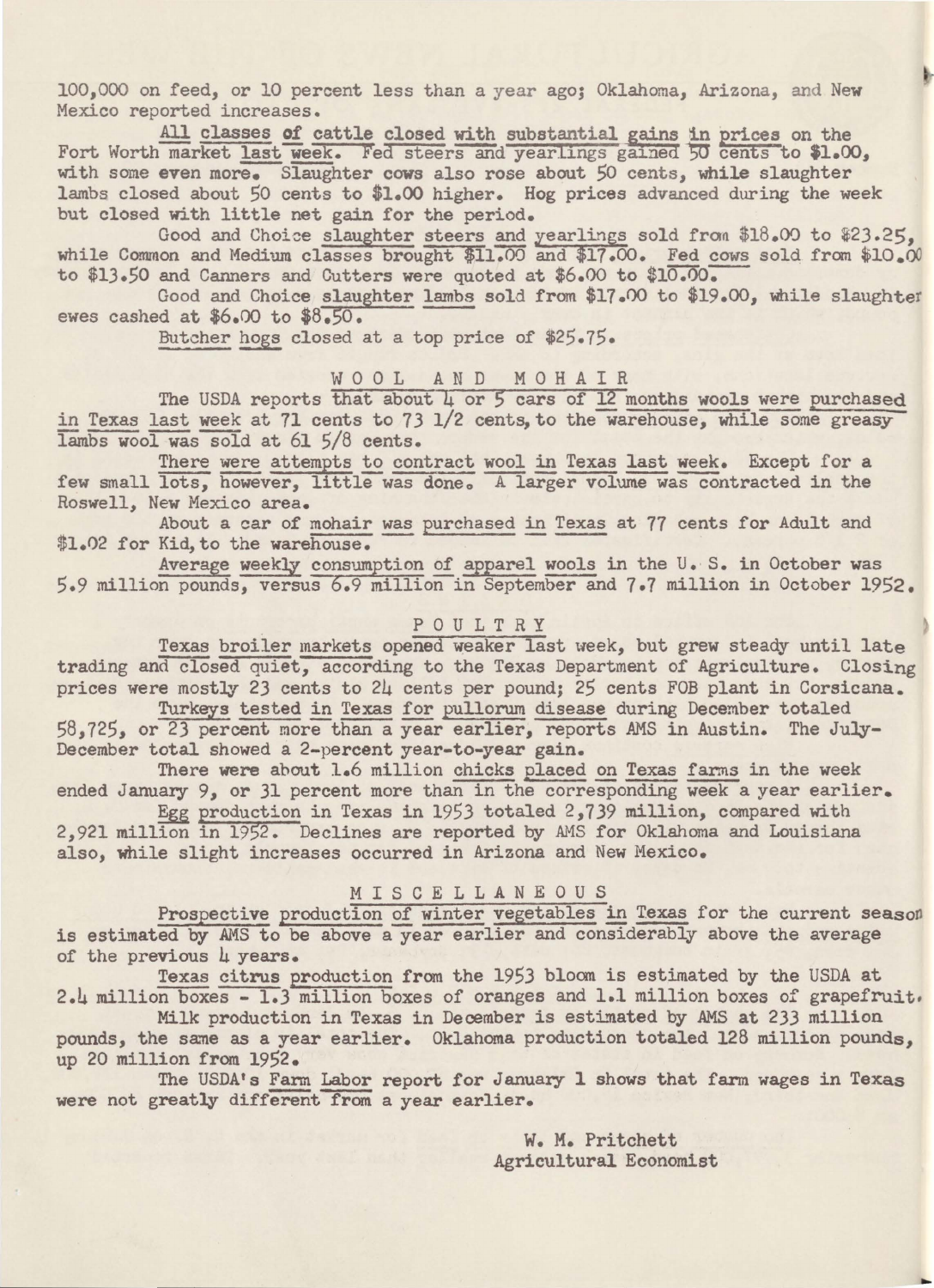100,000 on feed, or 10 percent less than a year ago; Oklahoma, Arizona, and New Mexico reported increases.

All classes of cattle closed with substantial gains in prices on the Fort Worth market last week. Fed steers and yearlings gained 50 cents to $1.00, with some even more. Slaughter cows also rose about 50 cents, while slaughter lambs closed about 50 cents to $1.00 higher. Hog prices advanced during the week but closed with little net gain for the period.

Good and Choice slaughter steers and yearlings sold from $18.00 to $23.25, while Common and Medium classes brought $11.00 and $17.00. Fed cows sold from $10.00 to $13.50 and Canners and Cutters were quoted at $6.00 to $10.00.

Good and Choice slaughter lambs sold from $17.00 to $19.00, while slaughter ewes cashed at $6.00 to $8.50.

Butcher hogs closed at a top price of $25.75.

## WOOL AND MOHAIR

The USDA reports that about 4 or 5 cars of 12 months wools were purchased in Texas last week at 71 cents to 73 1/2 cents, to the warehouse, while some greasy lambs wool was sold at 61 5/8 cents.

There were attempts to contract wool in Texas last week. Except for a few small lots, however, little was done. A larger volume was contracted in the Roswell, New Mexico area.

About a car of mohair was purchased in Texas at 77 cents for Adult and $1.02 for Kid, to the warehouse.

Average weekly consumption of apparel wools in the U. S. in October was 5.9 million pounds, versus 6.9 million in September and 7.7 million in October 1952.

## POULTRY

Texas broiler markets opened weaker last week, but grew steady until late trading and closed quiet, according to the Texas Department of Agriculture. Closing prices were mostly 23 cents to 24 cents per pound; 25 cents FOB plant in Corsicana.

Turkeys tested in Texas for pullorum disease during December totaled 58,725, or 23 percent more than a year earlier, reports AMS in Austin. The July-December total showed a 2-percent year-to-year gain.

There were about 1.6 million chicks placed on Texas farms in the week ended January 9, or 31 percent more than in the corresponding week a year earlier.

Egg production in Texas in 1953 totaled 2,739 million, compared with 2,921 million in 1952. Declines are reported by AMS for Oklahoma and Louisiana also, while slight increases occurred in Arizona and New Mexico.

## MISCELLANEOUS

Prospective production of winter vegetables in Texas for the current season is estimated by AMS to be above a year earlier and considerably above the average of the previous 4 years.

Texas citrus production from the 1953 bloom is estimated by the USDA at 2.4 million boxes - 1.3 million boxes of oranges and 1.1 million boxes of grapefruit.

Milk production in Texas in December is estimated by AMS at 233 million pounds, the same as a year earlier. Oklahoma production totaled 128 million pounds, up 20 million from 1952.

The USDA's Farm Labor report for January 1 shows that farm wages in Texas were not greatly different from a year earlier.

W. M. Pritchett
Agricultural Economist